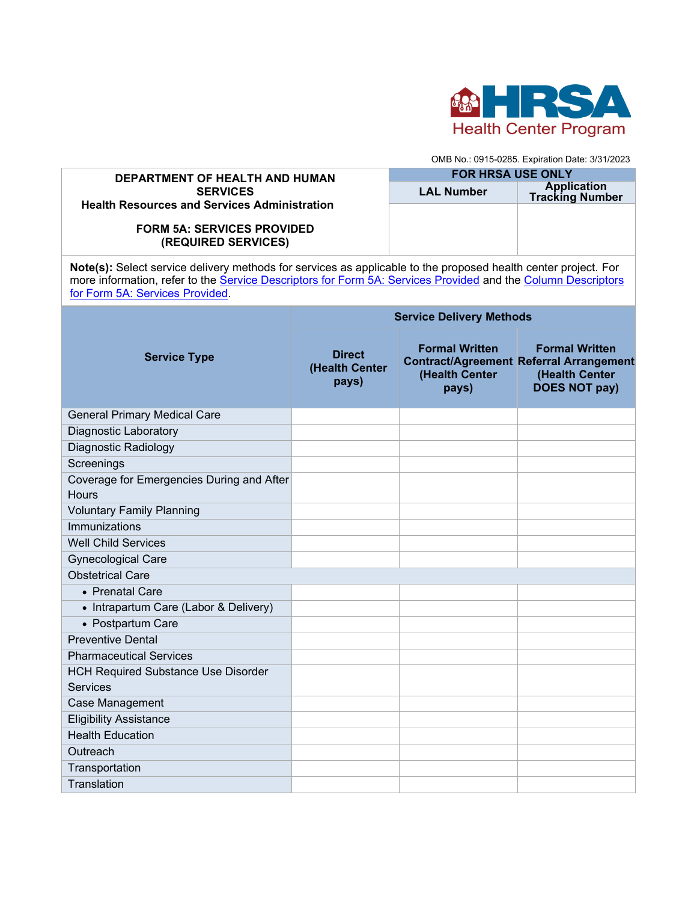HRSA Health Center Program

OMB No.: 0915-0285. Expiration Date: 3/31/2023

| DEPARTMENT OF HEALTH AND HUMAN SERVICES<br>Health Resources and Services Administration<br><br>FORM 5A: SERVICES PROVIDED<br>(REQUIRED SERVICES) | FOR HRSA USE ONLY | |
|---|---|---|
| | LAL Number | Application Tracking Number |
| | | |

**Note(s):** Select service delivery methods for services as applicable to the proposed health center project. For more information, refer to the Service Descriptors for Form 5A: Services Provided and the Column Descriptors for Form 5A: Services Provided.

| Service Type | Service Delivery Methods | | |
|---|---|---|---|
| | Direct (Health Center pays) | Formal Written Contract/Agreement (Health Center pays) | Formal Written Referral Arrangement (Health Center DOES NOT pay) |
| General Primary Medical Care | | | |
| Diagnostic Laboratory | | | |
| Diagnostic Radiology | | | |
| Screenings | | | |
| Coverage for Emergencies During and After Hours | | | |
| Voluntary Family Planning | | | |
| Immunizations | | | |
| Well Child Services | | | |
| Gynecological Care | | | |
| Obstetrical Care | | | |
| • Prenatal Care | | | |
| • Intrapartum Care (Labor & Delivery) | | | |
| • Postpartum Care | | | |
| Preventive Dental | | | |
| Pharmaceutical Services | | | |
| HCH Required Substance Use Disorder Services | | | |
| Case Management | | | |
| Eligibility Assistance | | | |
| Health Education | | | |
| Outreach | | | |
| Transportation | | | |
| Translation | | | |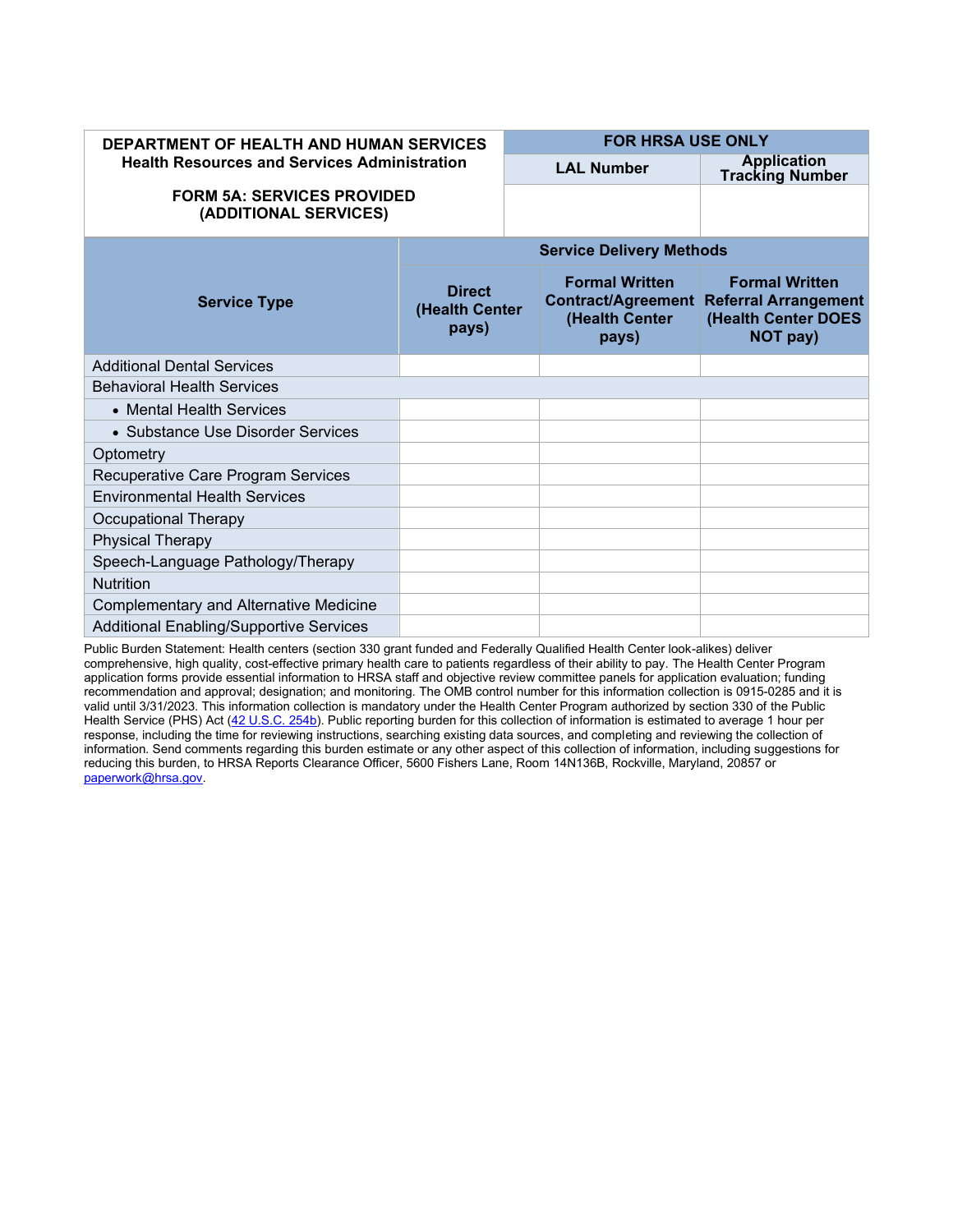| DEPARTMENT OF HEALTH AND HUMAN SERVICES<br>Health Resources and Services Administration<br><br>FORM 5A: SERVICES PROVIDED<br>(ADDITIONAL SERVICES) | FOR HRSA USE ONLY | |
|---|---|---|
| | LAL Number | Application Tracking Number |
| | | |

| Service Type | Service Delivery Methods | | |
|---|---|---|---|
| | Direct (Health Center pays) | Formal Written Contract/Agreement (Health Center pays) | Formal Written Referral Arrangement (Health Center DOES NOT pay) |
| Additional Dental Services | | | |
| Behavioral Health Services | | | |
| • Mental Health Services | | | |
| • Substance Use Disorder Services | | | |
| Optometry | | | |
| Recuperative Care Program Services | | | |
| Environmental Health Services | | | |
| Occupational Therapy | | | |
| Physical Therapy | | | |
| Speech-Language Pathology/Therapy | | | |
| Nutrition | | | |
| Complementary and Alternative Medicine | | | |
| Additional Enabling/Supportive Services | | | |

Public Burden Statement: Health centers (section 330 grant funded and Federally Qualified Health Center look-alikes) deliver comprehensive, high quality, cost-effective primary health care to patients regardless of their ability to pay. The Health Center Program application forms provide essential information to HRSA staff and objective review committee panels for application evaluation; funding recommendation and approval; designation; and monitoring. The OMB control number for this information collection is 0915-0285 and it is valid until 3/31/2023. This information collection is mandatory under the Health Center Program authorized by section 330 of the Public Health Service (PHS) Act (42 U.S.C. 254b). Public reporting burden for this collection of information is estimated to average 1 hour per response, including the time for reviewing instructions, searching existing data sources, and completing and reviewing the collection of information. Send comments regarding this burden estimate or any other aspect of this collection of information, including suggestions for reducing this burden, to HRSA Reports Clearance Officer, 5600 Fishers Lane, Room 14N136B, Rockville, Maryland, 20857 or paperwork@hrsa.gov.